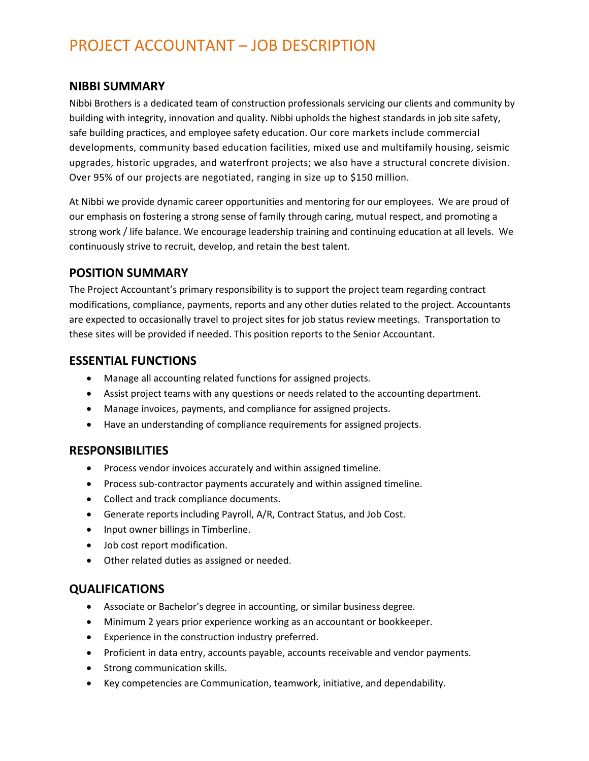# PROJECT ACCOUNTANT – JOB DESCRIPTION

## NIBBI SUMMARY

Nibbi Brothers is a dedicated team of construction professionals servicing our clients and community by building with integrity, innovation and quality. Nibbi upholds the highest standards in job site safety, safe building practices, and employee safety education. Our core markets include commercial developments, community based education facilities, mixed use and multifamily housing, seismic upgrades, historic upgrades, and waterfront projects; we also have a structural concrete division. Over 95% of our projects are negotiated, ranging in size up to $150 million.

At Nibbi we provide dynamic career opportunities and mentoring for our employees. We are proud of our emphasis on fostering a strong sense of family through caring, mutual respect, and promoting a strong work / life balance. We encourage leadership training and continuing education at all levels. We continuously strive to recruit, develop, and retain the best talent.

## POSITION SUMMARY

The Project Accountant's primary responsibility is to support the project team regarding contract modifications, compliance, payments, reports and any other duties related to the project. Accountants are expected to occasionally travel to project sites for job status review meetings. Transportation to these sites will be provided if needed. This position reports to the Senior Accountant.

## ESSENTIAL FUNCTIONS

- Manage all accounting related functions for assigned projects.
- Assist project teams with any questions or needs related to the accounting department.
- Manage invoices, payments, and compliance for assigned projects.
- Have an understanding of compliance requirements for assigned projects.

## RESPONSIBILITIES

- Process vendor invoices accurately and within assigned timeline.
- Process sub-contractor payments accurately and within assigned timeline.
- Collect and track compliance documents.
- Generate reports including Payroll, A/R, Contract Status, and Job Cost.
- Input owner billings in Timberline.
- Job cost report modification.
- Other related duties as assigned or needed.

## QUALIFICATIONS

- Associate or Bachelor's degree in accounting, or similar business degree.
- Minimum 2 years prior experience working as an accountant or bookkeeper.
- Experience in the construction industry preferred.
- Proficient in data entry, accounts payable, accounts receivable and vendor payments.
- Strong communication skills.
- Key competencies are Communication, teamwork, initiative, and dependability.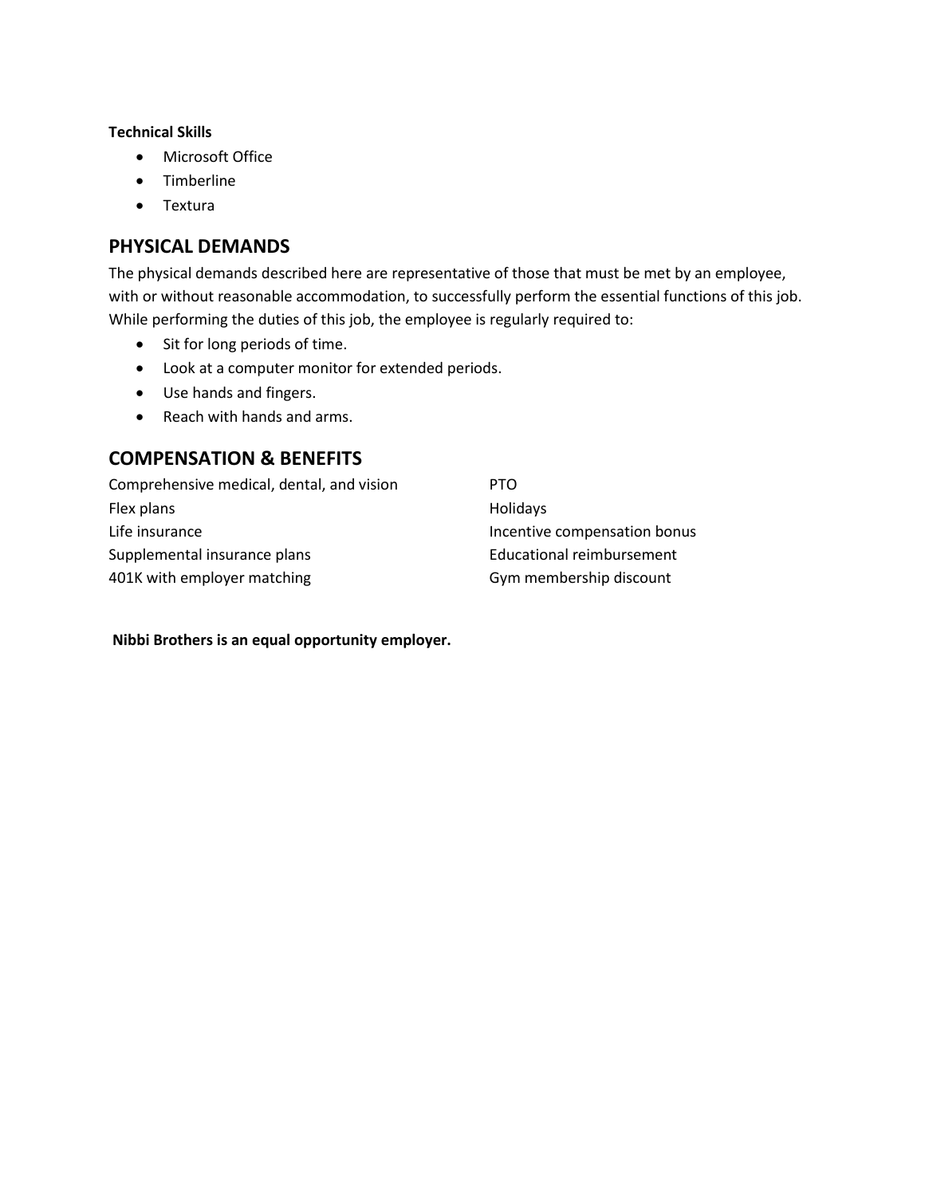**Technical Skills**

- Microsoft Office
- Timberline
- Textura

## PHYSICAL DEMANDS

The physical demands described here are representative of those that must be met by an employee, with or without reasonable accommodation, to successfully perform the essential functions of this job. While performing the duties of this job, the employee is regularly required to:

- Sit for long periods of time.
- Look at a computer monitor for extended periods.
- Use hands and fingers.
- Reach with hands and arms.

## COMPENSATION & BENEFITS

| | |
|---|---|
| Comprehensive medical, dental, and vision | PTO |
| Flex plans | Holidays |
| Life insurance | Incentive compensation bonus |
| Supplemental insurance plans | Educational reimbursement |
| 401K with employer matching | Gym membership discount |

**Nibbi Brothers is an equal opportunity employer.**